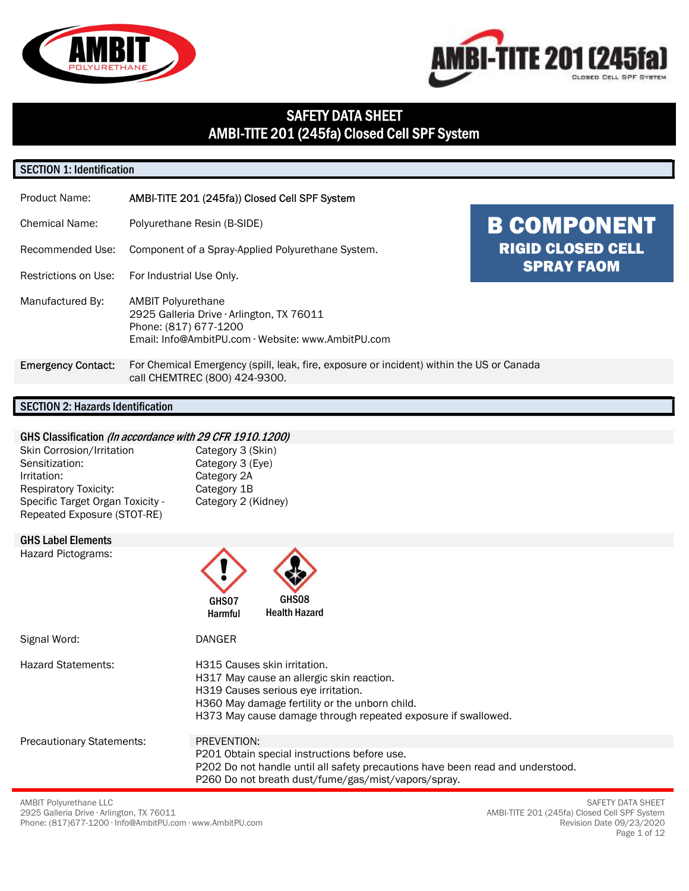# SAFETY DATA SHEET
# AMBI-TITE 201 (245fa) Closed Cell SPF System

## SECTION 1: Identification

**B COMPONENT**
**RIGID CLOSED CELL SPRAY FAOM**

| | |
|---|---|
| Product Name: | AMBI-TITE 201 (245fa)) Closed Cell SPF System |
| Chemical Name: | Polyurethane Resin (B-SIDE) |
| Recommended Use: | Component of a Spray-Applied Polyurethane System. |
| Restrictions on Use: | For Industrial Use Only. |
| Manufactured By: | AMBIT Polyurethane<br>2925 Galleria Drive · Arlington, TX 76011<br>Phone: (817) 677-1200<br>Email: Info@AmbitPU.com · Website: www.AmbitPU.com |
| **Emergency Contact:** | For Chemical Emergency (spill, leak, fire, exposure or incident) within the US or Canada call CHEMTREC (800) 424-9300. |

## SECTION 2: Hazards Identification

### GHS Classification *(In accordance with 29 CFR 1910.1200)*

| | |
|---|---|
| Skin Corrosion/Irritation | Category 3 (Skin) |
| Sensitization: | Category 3 (Eye) |
| Irritation: | Category 2A |
| Respiratory Toxicity: | Category 1B |
| Specific Target Organ Toxicity - Repeated Exposure (STOT-RE) | Category 2 (Kidney) |

### GHS Label Elements

Hazard Pictograms:

GHS07 Harmful

GHS08 Health Hazard

Signal Word: DANGER

Hazard Statements:

H315 Causes skin irritation.
H317 May cause an allergic skin reaction.
H319 Causes serious eye irritation.
H360 May damage fertility or the unborn child.
H373 May cause damage through repeated exposure if swallowed.

Precautionary Statements:

PREVENTION:
P201 Obtain special instructions before use.
P202 Do not handle until all safety precautions have been read and understood.
P260 Do not breath dust/fume/gas/mist/vapors/spray.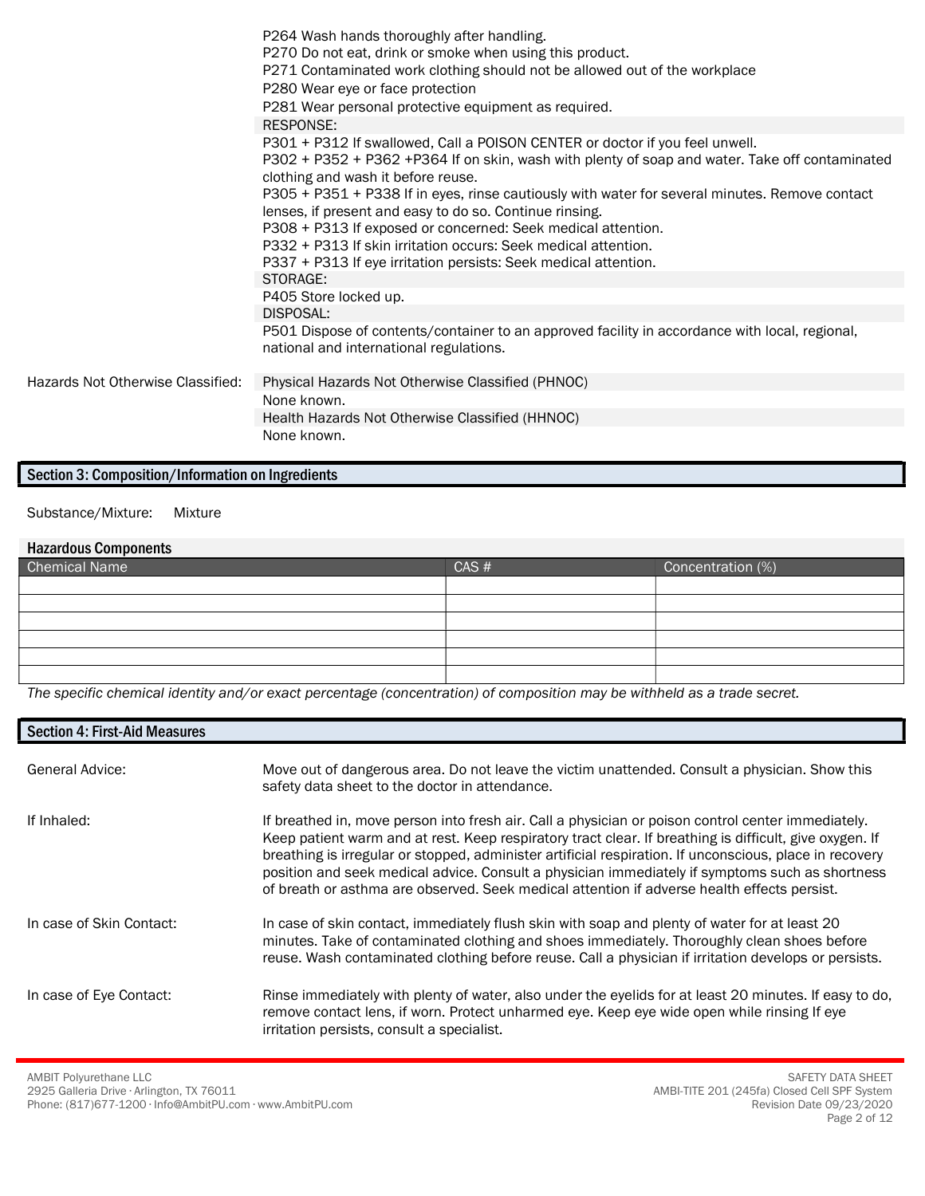P264 Wash hands thoroughly after handling.
P270 Do not eat, drink or smoke when using this product.
P271 Contaminated work clothing should not be allowed out of the workplace
P280 Wear eye or face protection
P281 Wear personal protective equipment as required.

RESPONSE:

P301 + P312 If swallowed, Call a POISON CENTER or doctor if you feel unwell.
P302 + P352 + P362 +P364 If on skin, wash with plenty of soap and water. Take off contaminated clothing and wash it before reuse.
P305 + P351 + P338 If in eyes, rinse cautiously with water for several minutes. Remove contact lenses, if present and easy to do so. Continue rinsing.
P308 + P313 If exposed or concerned: Seek medical attention.
P332 + P313 If skin irritation occurs: Seek medical attention.
P337 + P313 If eye irritation persists: Seek medical attention.

STORAGE:

P405 Store locked up.

DISPOSAL:

P501 Dispose of contents/container to an approved facility in accordance with local, regional, national and international regulations.

Hazards Not Otherwise Classified:

Physical Hazards Not Otherwise Classified (PHNOC)
None known.

Health Hazards Not Otherwise Classified (HHNOC)
None known.

## Section 3: Composition/Information on Ingredients

Substance/Mixture: Mixture

### Hazardous Components

| Chemical Name | CAS # | Concentration (%) |
|---|---|---|
| | | |
| | | |
| | | |
| | | |
| | | |
| | | |

*The specific chemical identity and/or exact percentage (concentration) of composition may be withheld as a trade secret.*

## Section 4: First-Aid Measures

General Advice: Move out of dangerous area. Do not leave the victim unattended. Consult a physician. Show this safety data sheet to the doctor in attendance.

If Inhaled: If breathed in, move person into fresh air. Call a physician or poison control center immediately. Keep patient warm and at rest. Keep respiratory tract clear. If breathing is difficult, give oxygen. If breathing is irregular or stopped, administer artificial respiration. If unconscious, place in recovery position and seek medical advice. Consult a physician immediately if symptoms such as shortness of breath or asthma are observed. Seek medical attention if adverse health effects persist.

In case of Skin Contact: In case of skin contact, immediately flush skin with soap and plenty of water for at least 20 minutes. Take of contaminated clothing and shoes immediately. Thoroughly clean shoes before reuse. Wash contaminated clothing before reuse. Call a physician if irritation develops or persists.

In case of Eye Contact: Rinse immediately with plenty of water, also under the eyelids for at least 20 minutes. If easy to do, remove contact lens, if worn. Protect unharmed eye. Keep eye wide open while rinsing If eye irritation persists, consult a specialist.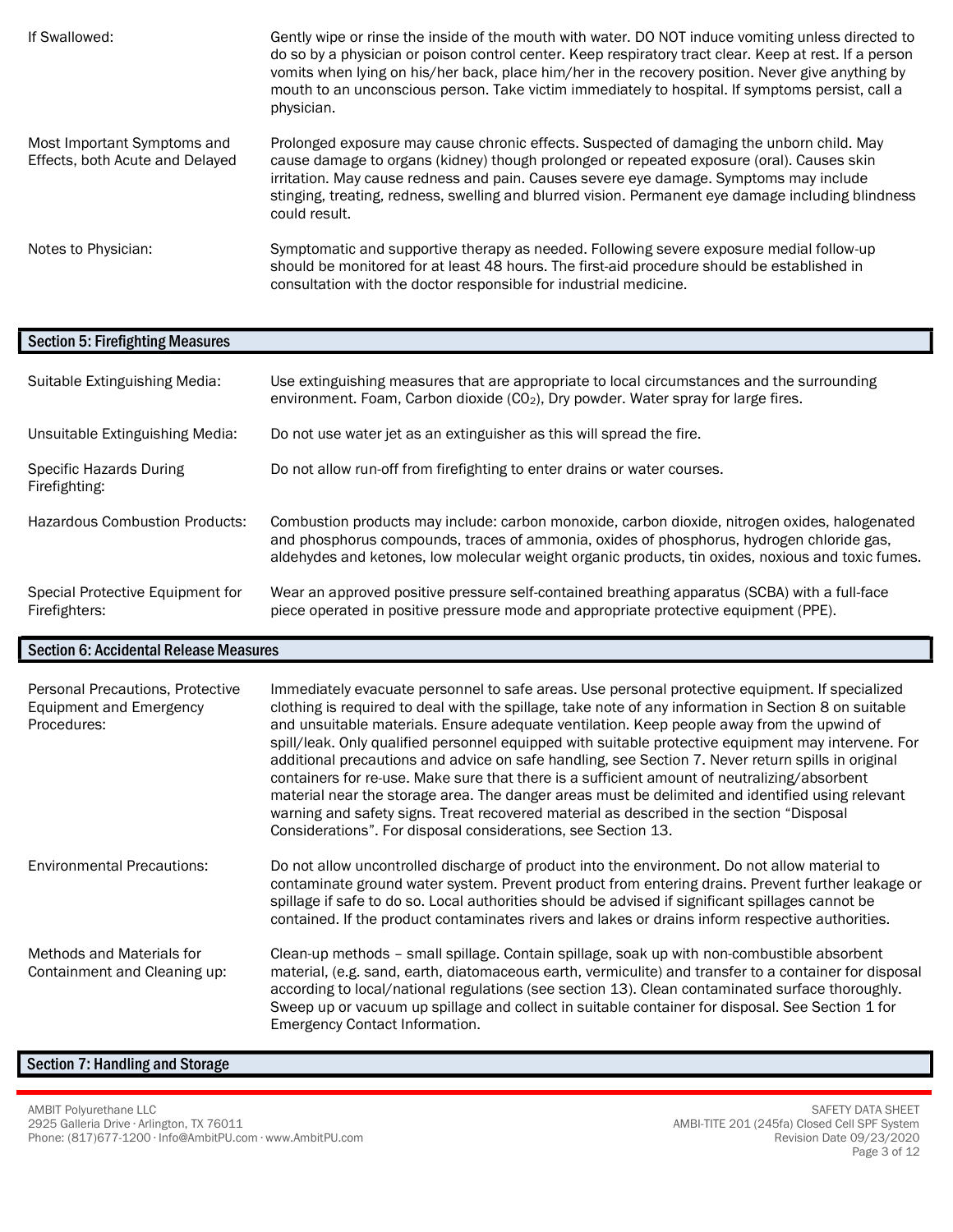| | |
|---|---|
| If Swallowed: | Gently wipe or rinse the inside of the mouth with water. DO NOT induce vomiting unless directed to do so by a physician or poison control center. Keep respiratory tract clear. Keep at rest. If a person vomits when lying on his/her back, place him/her in the recovery position. Never give anything by mouth to an unconscious person. Take victim immediately to hospital. If symptoms persist, call a physician. |
| Most Important Symptoms and Effects, both Acute and Delayed | Prolonged exposure may cause chronic effects. Suspected of damaging the unborn child. May cause damage to organs (kidney) though prolonged or repeated exposure (oral). Causes skin irritation. May cause redness and pain. Causes severe eye damage. Symptoms may include stinging, treating, redness, swelling and blurred vision. Permanent eye damage including blindness could result. |
| Notes to Physician: | Symptomatic and supportive therapy as needed. Following severe exposure medial follow-up should be monitored for at least 48 hours. The first-aid procedure should be established in consultation with the doctor responsible for industrial medicine. |

## Section 5: Firefighting Measures

| | |
|---|---|
| Suitable Extinguishing Media: | Use extinguishing measures that are appropriate to local circumstances and the surrounding environment. Foam, Carbon dioxide ($CO_2$), Dry powder. Water spray for large fires. |
| Unsuitable Extinguishing Media: | Do not use water jet as an extinguisher as this will spread the fire. |
| Specific Hazards During Firefighting: | Do not allow run-off from firefighting to enter drains or water courses. |
| Hazardous Combustion Products: | Combustion products may include: carbon monoxide, carbon dioxide, nitrogen oxides, halogenated and phosphorus compounds, traces of ammonia, oxides of phosphorus, hydrogen chloride gas, aldehydes and ketones, low molecular weight organic products, tin oxides, noxious and toxic fumes. |
| Special Protective Equipment for Firefighters: | Wear an approved positive pressure self-contained breathing apparatus (SCBA) with a full-face piece operated in positive pressure mode and appropriate protective equipment (PPE). |

## Section 6: Accidental Release Measures

| | |
|---|---|
| Personal Precautions, Protective Equipment and Emergency Procedures: | Immediately evacuate personnel to safe areas. Use personal protective equipment. If specialized clothing is required to deal with the spillage, take note of any information in Section 8 on suitable and unsuitable materials. Ensure adequate ventilation. Keep people away from the upwind of spill/leak. Only qualified personnel equipped with suitable protective equipment may intervene. For additional precautions and advice on safe handling, see Section 7. Never return spills in original containers for re-use. Make sure that there is a sufficient amount of neutralizing/absorbent material near the storage area. The danger areas must be delimited and identified using relevant warning and safety signs. Treat recovered material as described in the section "Disposal Considerations". For disposal considerations, see Section 13. |
| Environmental Precautions: | Do not allow uncontrolled discharge of product into the environment. Do not allow material to contaminate ground water system. Prevent product from entering drains. Prevent further leakage or spillage if safe to do so. Local authorities should be advised if significant spillages cannot be contained. If the product contaminates rivers and lakes or drains inform respective authorities. |
| Methods and Materials for Containment and Cleaning up: | Clean-up methods – small spillage. Contain spillage, soak up with non-combustible absorbent material, (e.g. sand, earth, diatomaceous earth, vermiculite) and transfer to a container for disposal according to local/national regulations (see section 13). Clean contaminated surface thoroughly. Sweep up or vacuum up spillage and collect in suitable container for disposal. See Section 1 for Emergency Contact Information. |

## Section 7: Handling and Storage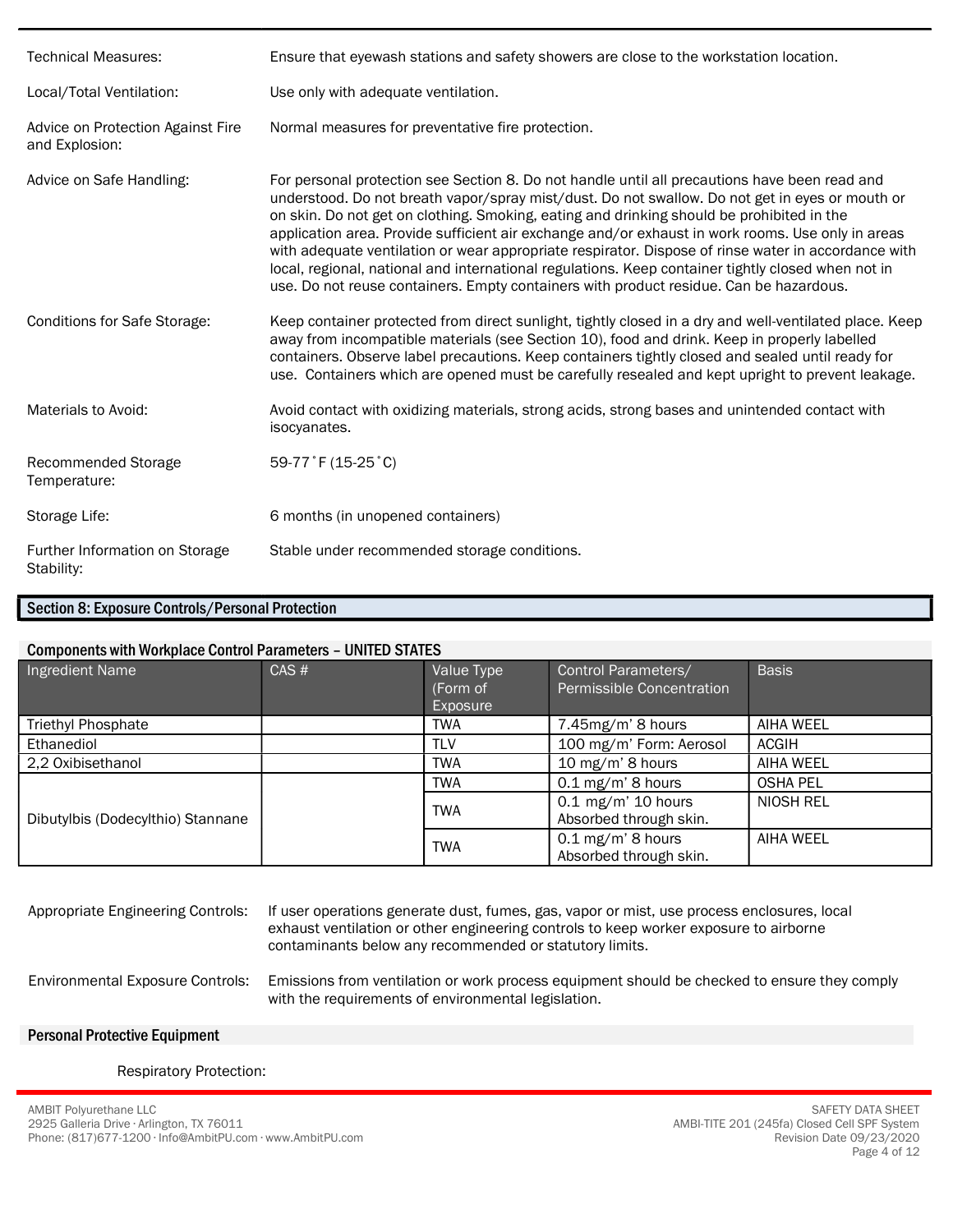| | |
|---|---|
| Technical Measures: | Ensure that eyewash stations and safety showers are close to the workstation location. |
| Local/Total Ventilation: | Use only with adequate ventilation. |
| Advice on Protection Against Fire and Explosion: | Normal measures for preventative fire protection. |
| Advice on Safe Handling: | For personal protection see Section 8. Do not handle until all precautions have been read and understood. Do not breath vapor/spray mist/dust. Do not swallow. Do not get in eyes or mouth or on skin. Do not get on clothing. Smoking, eating and drinking should be prohibited in the application area. Provide sufficient air exchange and/or exhaust in work rooms. Use only in areas with adequate ventilation or wear appropriate respirator. Dispose of rinse water in accordance with local, regional, national and international regulations. Keep container tightly closed when not in use. Do not reuse containers. Empty containers with product residue. Can be hazardous. |
| Conditions for Safe Storage: | Keep container protected from direct sunlight, tightly closed in a dry and well-ventilated place. Keep away from incompatible materials (see Section 10), food and drink. Keep in properly labelled containers. Observe label precautions. Keep containers tightly closed and sealed until ready for use. Containers which are opened must be carefully resealed and kept upright to prevent leakage. |
| Materials to Avoid: | Avoid contact with oxidizing materials, strong acids, strong bases and unintended contact with isocyanates. |
| Recommended Storage Temperature: | 59-77˚F (15-25˚C) |
| Storage Life: | 6 months (in unopened containers) |
| Further Information on Storage Stability: | Stable under recommended storage conditions. |

## Section 8: Exposure Controls/Personal Protection

### Components with Workplace Control Parameters – UNITED STATES

| Ingredient Name | CAS # | Value Type (Form of Exposure | Control Parameters/ Permissible Concentration | Basis |
|---|---|---|---|---|
| Triethyl Phosphate | | TWA | 7.45mg/m' 8 hours | AIHA WEEL |
| Ethanediol | | TLV | 100 mg/m' Form: Aerosol | ACGIH |
| 2,2 Oxibisethanol | | TWA | 10 mg/m' 8 hours | AIHA WEEL |
| Dibutylbis (Dodecylthio) Stannane | | TWA | 0.1 mg/m' 8 hours | OSHA PEL |
| | | TWA | 0.1 mg/m' 10 hours Absorbed through skin. | NIOSH REL |
| | | TWA | 0.1 mg/m' 8 hours Absorbed through skin. | AIHA WEEL |

| | |
|---|---|
| Appropriate Engineering Controls: | If user operations generate dust, fumes, gas, vapor or mist, use process enclosures, local exhaust ventilation or other engineering controls to keep worker exposure to airborne contaminants below any recommended or statutory limits. |
| Environmental Exposure Controls: | Emissions from ventilation or work process equipment should be checked to ensure they comply with the requirements of environmental legislation. |

### Personal Protective Equipment

Respiratory Protection: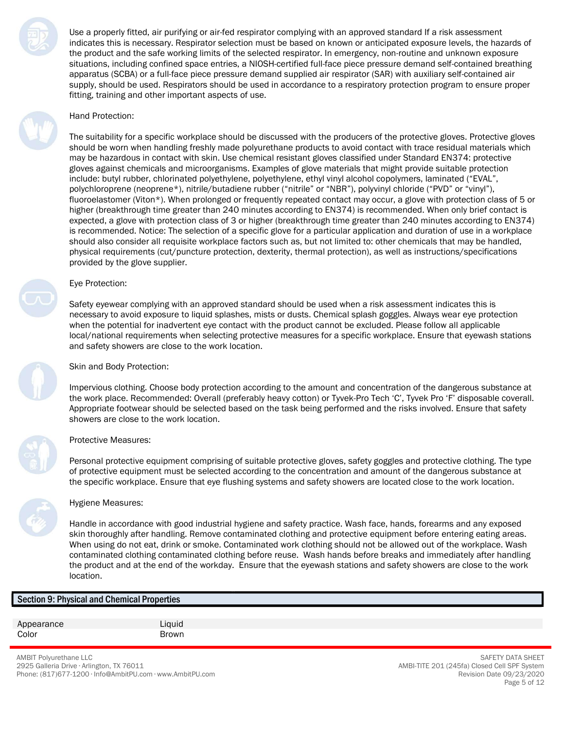Use a properly fitted, air purifying or air-fed respirator complying with an approved standard If a risk assessment indicates this is necessary. Respirator selection must be based on known or anticipated exposure levels, the hazards of the product and the safe working limits of the selected respirator. In emergency, non-routine and unknown exposure situations, including confined space entries, a NIOSH-certified full-face piece pressure demand self-contained breathing apparatus (SCBA) or a full-face piece pressure demand supplied air respirator (SAR) with auxiliary self-contained air supply, should be used. Respirators should be used in accordance to a respiratory protection program to ensure proper fitting, training and other important aspects of use.

Hand Protection:

The suitability for a specific workplace should be discussed with the producers of the protective gloves. Protective gloves should be worn when handling freshly made polyurethane products to avoid contact with trace residual materials which may be hazardous in contact with skin. Use chemical resistant gloves classified under Standard EN374: protective gloves against chemicals and microorganisms. Examples of glove materials that might provide suitable protection include: butyl rubber, chlorinated polyethylene, polyethylene, ethyl vinyl alcohol copolymers, laminated ("EVAL", polychloroprene (neoprene*), nitrile/butadiene rubber ("nitrile" or "NBR"), polyvinyl chloride ("PVD" or "vinyl"), fluoroelastomer (Viton*). When prolonged or frequently repeated contact may occur, a glove with protection class of 5 or higher (breakthrough time greater than 240 minutes according to EN374) is recommended. When only brief contact is expected, a glove with protection class of 3 or higher (breakthrough time greater than 240 minutes according to EN374) is recommended. Notice: The selection of a specific glove for a particular application and duration of use in a workplace should also consider all requisite workplace factors such as, but not limited to: other chemicals that may be handled, physical requirements (cut/puncture protection, dexterity, thermal protection), as well as instructions/specifications provided by the glove supplier.

Eye Protection:

Safety eyewear complying with an approved standard should be used when a risk assessment indicates this is necessary to avoid exposure to liquid splashes, mists or dusts. Chemical splash goggles. Always wear eye protection when the potential for inadvertent eye contact with the product cannot be excluded. Please follow all applicable local/national requirements when selecting protective measures for a specific workplace. Ensure that eyewash stations and safety showers are close to the work location.

Skin and Body Protection:

Impervious clothing. Choose body protection according to the amount and concentration of the dangerous substance at the work place. Recommended: Overall (preferably heavy cotton) or Tyvek-Pro Tech 'C', Tyvek Pro 'F' disposable coverall. Appropriate footwear should be selected based on the task being performed and the risks involved. Ensure that safety showers are close to the work location.

Protective Measures:

Personal protective equipment comprising of suitable protective gloves, safety goggles and protective clothing. The type of protective equipment must be selected according to the concentration and amount of the dangerous substance at the specific workplace. Ensure that eye flushing systems and safety showers are located close to the work location.

Hygiene Measures:

Handle in accordance with good industrial hygiene and safety practice. Wash face, hands, forearms and any exposed skin thoroughly after handling. Remove contaminated clothing and protective equipment before entering eating areas. When using do not eat, drink or smoke. Contaminated work clothing should not be allowed out of the workplace. Wash contaminated clothing contaminated clothing before reuse. Wash hands before breaks and immediately after handling the product and at the end of the workday. Ensure that the eyewash stations and safety showers are close to the work location.

## Section 9: Physical and Chemical Properties

| | |
|---|---|
| Appearance | Liquid |
| Color | Brown |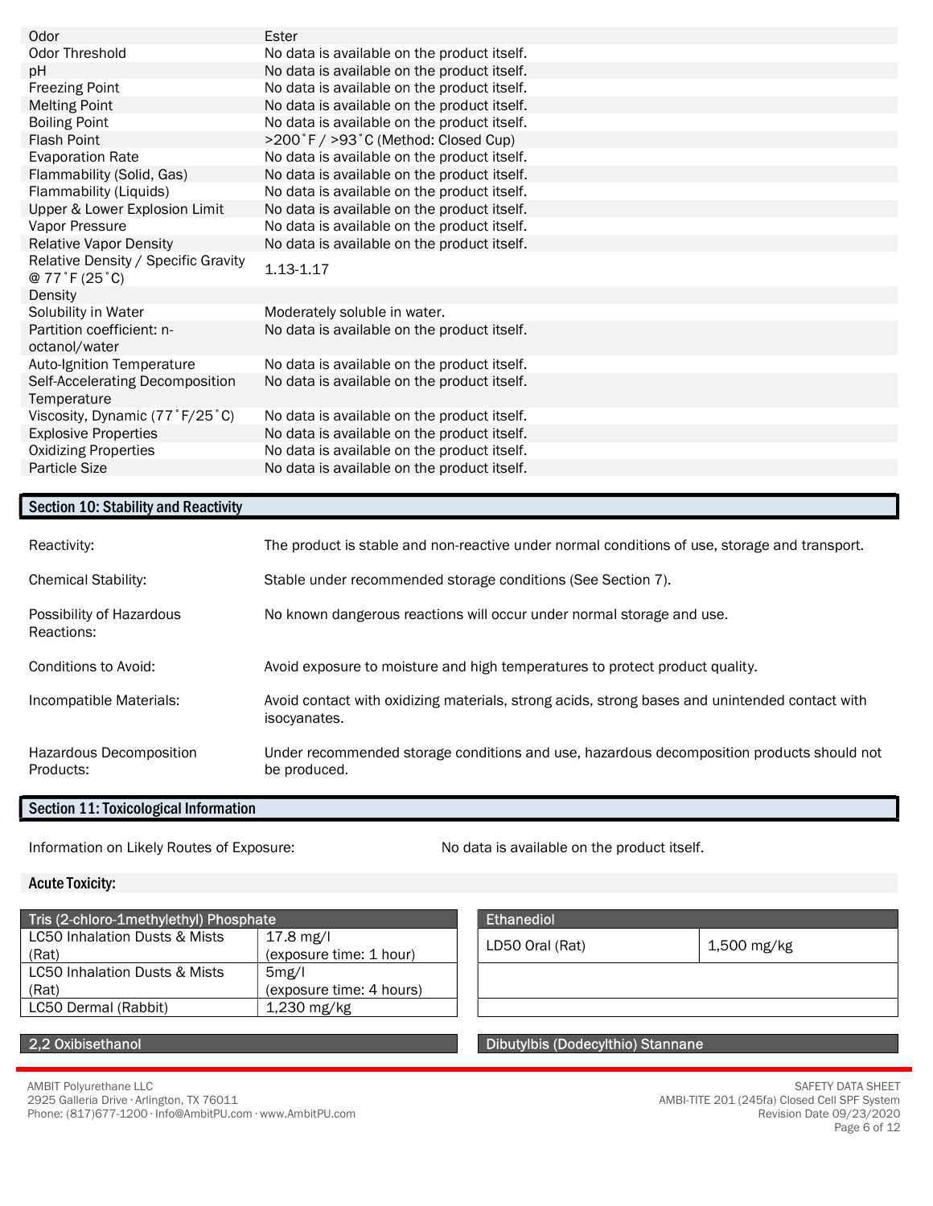| | |
|---|---|
| Odor | Ester |
| Odor Threshold | No data is available on the product itself. |
| pH | No data is available on the product itself. |
| Freezing Point | No data is available on the product itself. |
| Melting Point | No data is available on the product itself. |
| Boiling Point | No data is available on the product itself. |
| Flash Point | >200˚F / >93˚C (Method: Closed Cup) |
| Evaporation Rate | No data is available on the product itself. |
| Flammability (Solid, Gas) | No data is available on the product itself. |
| Flammability (Liquids) | No data is available on the product itself. |
| Upper & Lower Explosion Limit | No data is available on the product itself. |
| Vapor Pressure | No data is available on the product itself. |
| Relative Vapor Density | No data is available on the product itself. |
| Relative Density / Specific Gravity @ 77˚F (25˚C) | 1.13-1.17 |
| Density | |
| Solubility in Water | Moderately soluble in water. |
| Partition coefficient: n-octanol/water | No data is available on the product itself. |
| Auto-Ignition Temperature | No data is available on the product itself. |
| Self-Accelerating Decomposition Temperature | No data is available on the product itself. |
| Viscosity, Dynamic (77˚F/25˚C) | No data is available on the product itself. |
| Explosive Properties | No data is available on the product itself. |
| Oxidizing Properties | No data is available on the product itself. |
| Particle Size | No data is available on the product itself. |

## Section 10: Stability and Reactivity

| | |
|---|---|
| Reactivity: | The product is stable and non-reactive under normal conditions of use, storage and transport. |
| Chemical Stability: | Stable under recommended storage conditions (See Section 7). |
| Possibility of Hazardous Reactions: | No known dangerous reactions will occur under normal storage and use. |
| Conditions to Avoid: | Avoid exposure to moisture and high temperatures to protect product quality. |
| Incompatible Materials: | Avoid contact with oxidizing materials, strong acids, strong bases and unintended contact with isocyanates. |
| Hazardous Decomposition Products: | Under recommended storage conditions and use, hazardous decomposition products should not be produced. |

## Section 11: Toxicological Information

Information on Likely Routes of Exposure: No data is available on the product itself.

### Acute Toxicity:

| Tris (2-chloro-1methylethyl) Phosphate | |
|---|---|
| LC50 Inhalation Dusts & Mists (Rat) | 17.8 mg/l (exposure time: 1 hour) |
| LC50 Inhalation Dusts & Mists (Rat) | 5mg/l (exposure time: 4 hours) |
| LC50 Dermal (Rabbit) | 1,230 mg/kg |

| Ethanediol | |
|---|---|
| LD50 Oral (Rat) | 1,500 mg/kg |
| | |
| | |

| 2,2 Oxibisethanol |
|---|

| Dibutylbis (Dodecylthio) Stannane |
|---|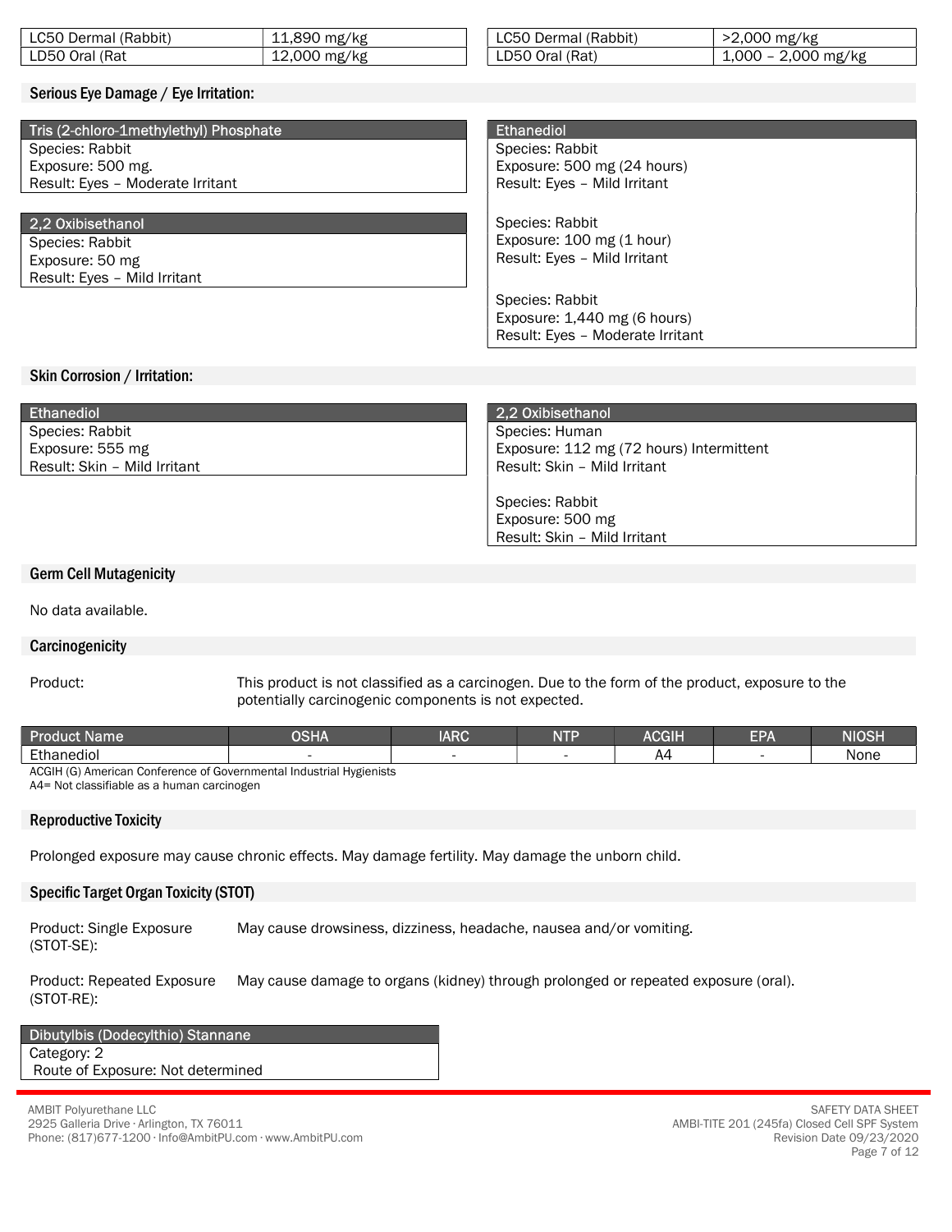| LC50 Dermal (Rabbit) | 11,890 mg/kg |
| --- | --- |
| LD50 Oral (Rat | 12,000 mg/kg |

| LC50 Dermal (Rabbit) | >2,000 mg/kg |
| --- | --- |
| LD50 Oral (Rat) | 1,000 – 2,000 mg/kg |

## Serious Eye Damage / Eye Irritation:

| Tris (2-chloro-1methylethyl) Phosphate |
| --- |
| Species: Rabbit<br>Exposure: 500 mg.<br>Result: Eyes – Moderate Irritant |

| 2,2 Oxibisethanol |
| --- |
| Species: Rabbit<br>Exposure: 50 mg<br>Result: Eyes – Mild Irritant |

| Ethanediol |
| --- |
| Species: Rabbit<br>Exposure: 500 mg (24 hours)<br>Result: Eyes – Mild Irritant |
| Species: Rabbit<br>Exposure: 100 mg (1 hour)<br>Result: Eyes – Mild Irritant |
| Species: Rabbit<br>Exposure: 1,440 mg (6 hours)<br>Result: Eyes – Moderate Irritant |

## Skin Corrosion / Irritation:

| Ethanediol |
| --- |
| Species: Rabbit<br>Exposure: 555 mg<br>Result: Skin – Mild Irritant |

| 2,2 Oxibisethanol |
| --- |
| Species: Human<br>Exposure: 112 mg (72 hours) Intermittent<br>Result: Skin – Mild Irritant |
| Species: Rabbit<br>Exposure: 500 mg<br>Result: Skin – Mild Irritant |

## Germ Cell Mutagenicity

No data available.

## Carcinogenicity

Product: This product is not classified as a carcinogen. Due to the form of the product, exposure to the potentially carcinogenic components is not expected.

| Product Name | OSHA | IARC | NTP | ACGIH | EPA | NIOSH |
| --- | --- | --- | --- | --- | --- | --- |
| Ethanediol | - | - | - | A4 | - | None |

ACGIH (G) American Conference of Governmental Industrial Hygienists
A4= Not classifiable as a human carcinogen

## Reproductive Toxicity

Prolonged exposure may cause chronic effects. May damage fertility. May damage the unborn child.

## Specific Target Organ Toxicity (STOT)

Product: Single Exposure (STOT-SE): May cause drowsiness, dizziness, headache, nausea and/or vomiting.

Product: Repeated Exposure (STOT-RE): May cause damage to organs (kidney) through prolonged or repeated exposure (oral).

| Dibutylbis (Dodecylthio) Stannane |
| --- |
| Category: 2<br>Route of Exposure: Not determined |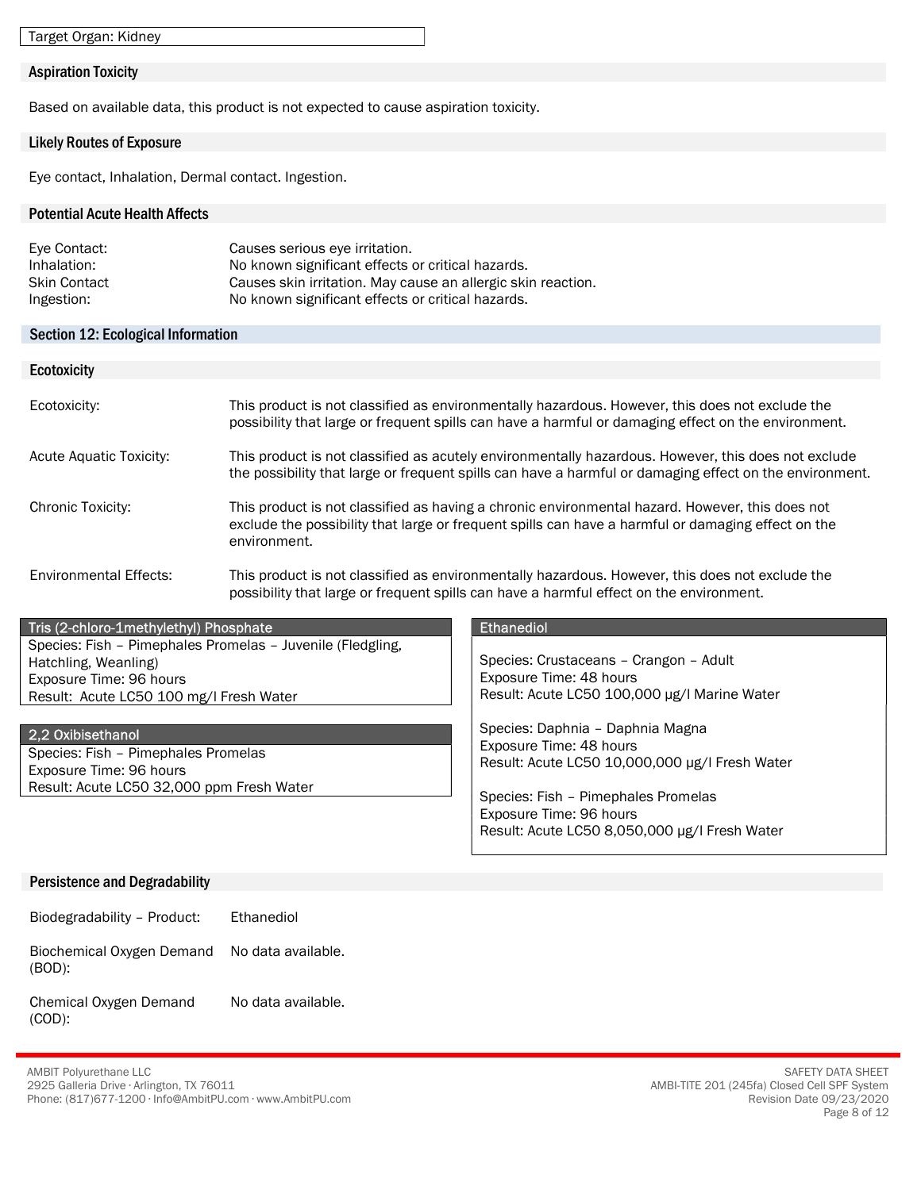Target Organ: Kidney

### Aspiration Toxicity

Based on available data, this product is not expected to cause aspiration toxicity.

### Likely Routes of Exposure

Eye contact, Inhalation, Dermal contact. Ingestion.

### Potential Acute Health Affects

| | |
|---|---|
| Eye Contact: | Causes serious eye irritation. |
| Inhalation: | No known significant effects or critical hazards. |
| Skin Contact | Causes skin irritation. May cause an allergic skin reaction. |
| Ingestion: | No known significant effects or critical hazards. |

## Section 12: Ecological Information

### Ecotoxicity

| | |
|---|---|
| Ecotoxicity: | This product is not classified as environmentally hazardous. However, this does not exclude the possibility that large or frequent spills can have a harmful or damaging effect on the environment. |
| Acute Aquatic Toxicity: | This product is not classified as acutely environmentally hazardous. However, this does not exclude the possibility that large or frequent spills can have a harmful or damaging effect on the environment. |
| Chronic Toxicity: | This product is not classified as having a chronic environmental hazard. However, this does not exclude the possibility that large or frequent spills can have a harmful or damaging effect on the environment. |
| Environmental Effects: | This product is not classified as environmentally hazardous. However, this does not exclude the possibility that large or frequent spills can have a harmful effect on the environment. |

**Tris (2-chloro-1methylethyl) Phosphate**

Species: Fish – Pimephales Promelas – Juvenile (Fledgling, Hatchling, Weanling)
Exposure Time: 96 hours
Result: Acute LC50 100 mg/l Fresh Water

**2,2 Oxibisethanol**

Species: Fish – Pimephales Promelas
Exposure Time: 96 hours
Result: Acute LC50 32,000 ppm Fresh Water

**Ethanediol**

Species: Crustaceans – Crangon – Adult
Exposure Time: 48 hours
Result: Acute LC50 100,000 µg/l Marine Water

Species: Daphnia – Daphnia Magna
Exposure Time: 48 hours
Result: Acute LC50 10,000,000 µg/l Fresh Water

Species: Fish – Pimephales Promelas
Exposure Time: 96 hours
Result: Acute LC50 8,050,000 µg/l Fresh Water

### Persistence and Degradability

| | |
|---|---|
| Biodegradability – Product: | Ethanediol |
| Biochemical Oxygen Demand (BOD): | No data available. |
| Chemical Oxygen Demand (COD): | No data available. |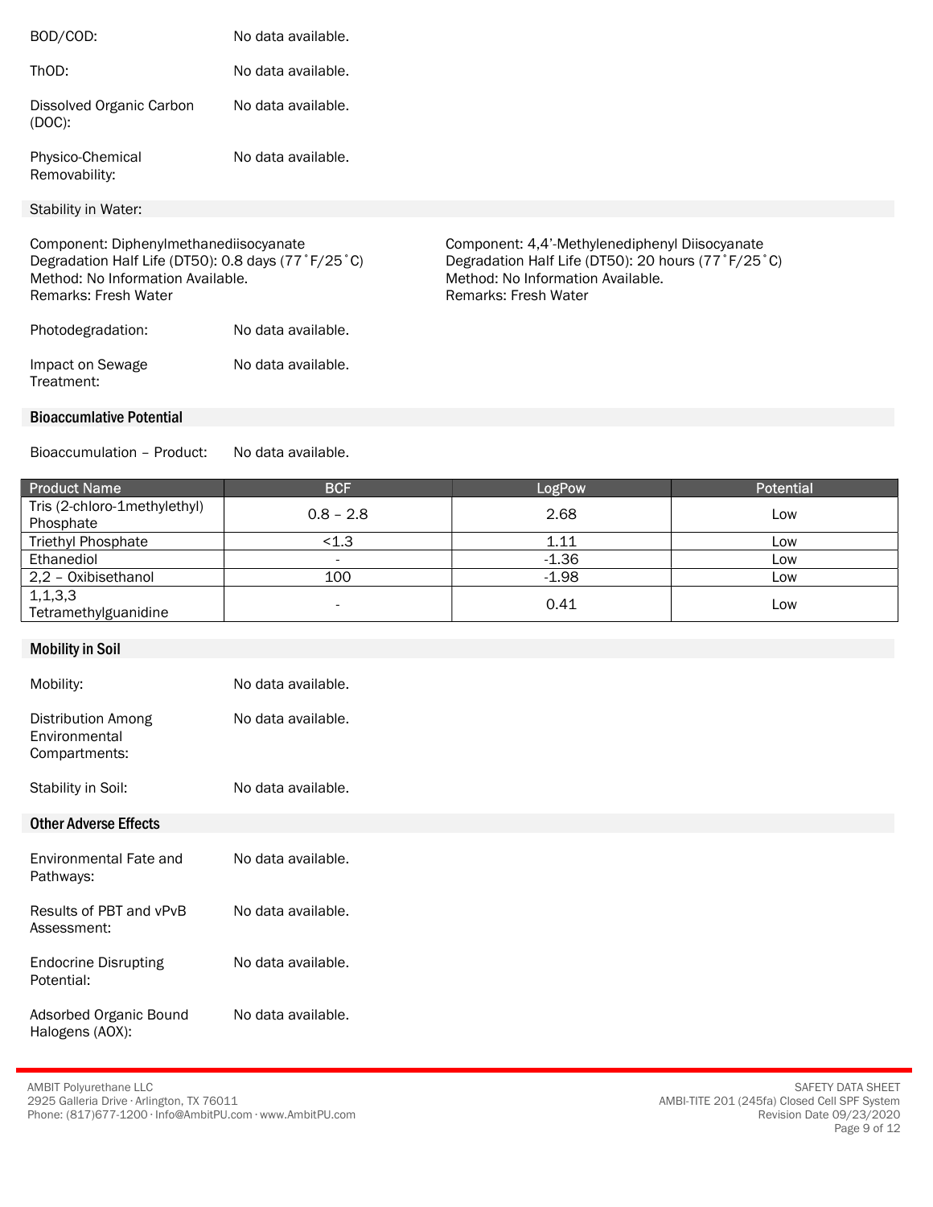BOD/COD: No data available.

ThOD: No data available.

Dissolved Organic Carbon (DOC): No data available.

Physico-Chemical Removability: No data available.

Stability in Water:

Component: Diphenylmethanediisocyanate
Degradation Half Life (DT50): 0.8 days (77˚F/25˚C)
Method: No Information Available.
Remarks: Fresh Water

Component: 4,4'-Methylenediphenyl Diisocyanate
Degradation Half Life (DT50): 20 hours (77˚F/25˚C)
Method: No Information Available.
Remarks: Fresh Water

Photodegradation: No data available.

Impact on Sewage Treatment: No data available.

## Bioaccumlative Potential

Bioaccumulation – Product: No data available.

| Product Name | BCF | LogPow | Potential |
|---|---|---|---|
| Tris (2-chloro-1methylethyl) Phosphate | 0.8 – 2.8 | 2.68 | Low |
| Triethyl Phosphate | <1.3 | 1.11 | Low |
| Ethanediol | - | -1.36 | Low |
| 2,2 – Oxibisethanol | 100 | -1.98 | Low |
| 1,1,3,3 Tetramethylguanidine | - | 0.41 | Low |

## Mobility in Soil

Mobility: No data available.

Distribution Among Environmental Compartments: No data available.

Stability in Soil: No data available.

## Other Adverse Effects

Environmental Fate and Pathways: No data available.

Results of PBT and vPvB Assessment: No data available.

Endocrine Disrupting Potential: No data available.

Adsorbed Organic Bound Halogens (AOX): No data available.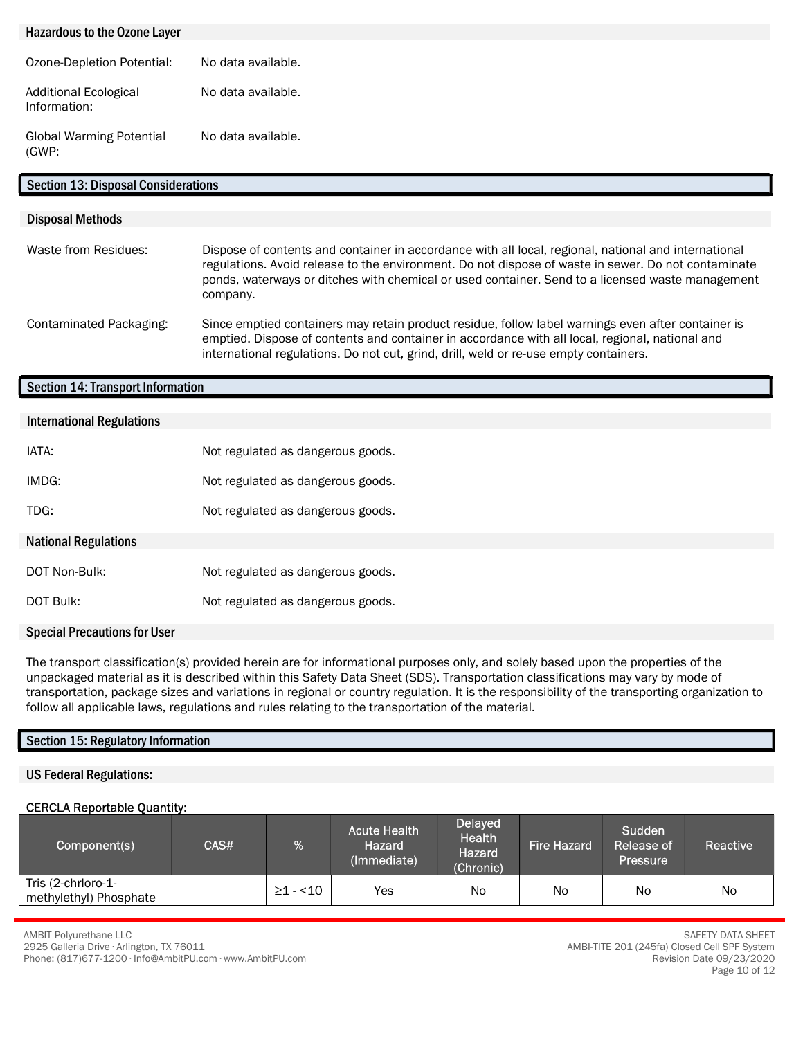### Hazardous to the Ozone Layer

Ozone-Depletion Potential: No data available.

Additional Ecological Information: No data available.

Global Warming Potential (GWP: No data available.

## Section 13: Disposal Considerations

### Disposal Methods

Waste from Residues: Dispose of contents and container in accordance with all local, regional, national and international regulations. Avoid release to the environment. Do not dispose of waste in sewer. Do not contaminate ponds, waterways or ditches with chemical or used container. Send to a licensed waste management company.

Contaminated Packaging: Since emptied containers may retain product residue, follow label warnings even after container is emptied. Dispose of contents and container in accordance with all local, regional, national and international regulations. Do not cut, grind, drill, weld or re-use empty containers.

## Section 14: Transport Information

### International Regulations

IATA: Not regulated as dangerous goods.

IMDG: Not regulated as dangerous goods.

TDG: Not regulated as dangerous goods.

### National Regulations

DOT Non-Bulk: Not regulated as dangerous goods.

DOT Bulk: Not regulated as dangerous goods.

### Special Precautions for User

The transport classification(s) provided herein are for informational purposes only, and solely based upon the properties of the unpackaged material as it is described within this Safety Data Sheet (SDS). Transportation classifications may vary by mode of transportation, package sizes and variations in regional or country regulation. It is the responsibility of the transporting organization to follow all applicable laws, regulations and rules relating to the transportation of the material.

## Section 15: Regulatory Information

### US Federal Regulations:

**CERCLA Reportable Quantity:**

| Component(s) | CAS# | % | Acute Health Hazard (Immediate) | Delayed Health Hazard (Chronic) | Fire Hazard | Sudden Release of Pressure | Reactive |
|---|---|---|---|---|---|---|---|
| Tris (2-chrloro-1-methylethyl) Phosphate | | ≥1 - <10 | Yes | No | No | No | No |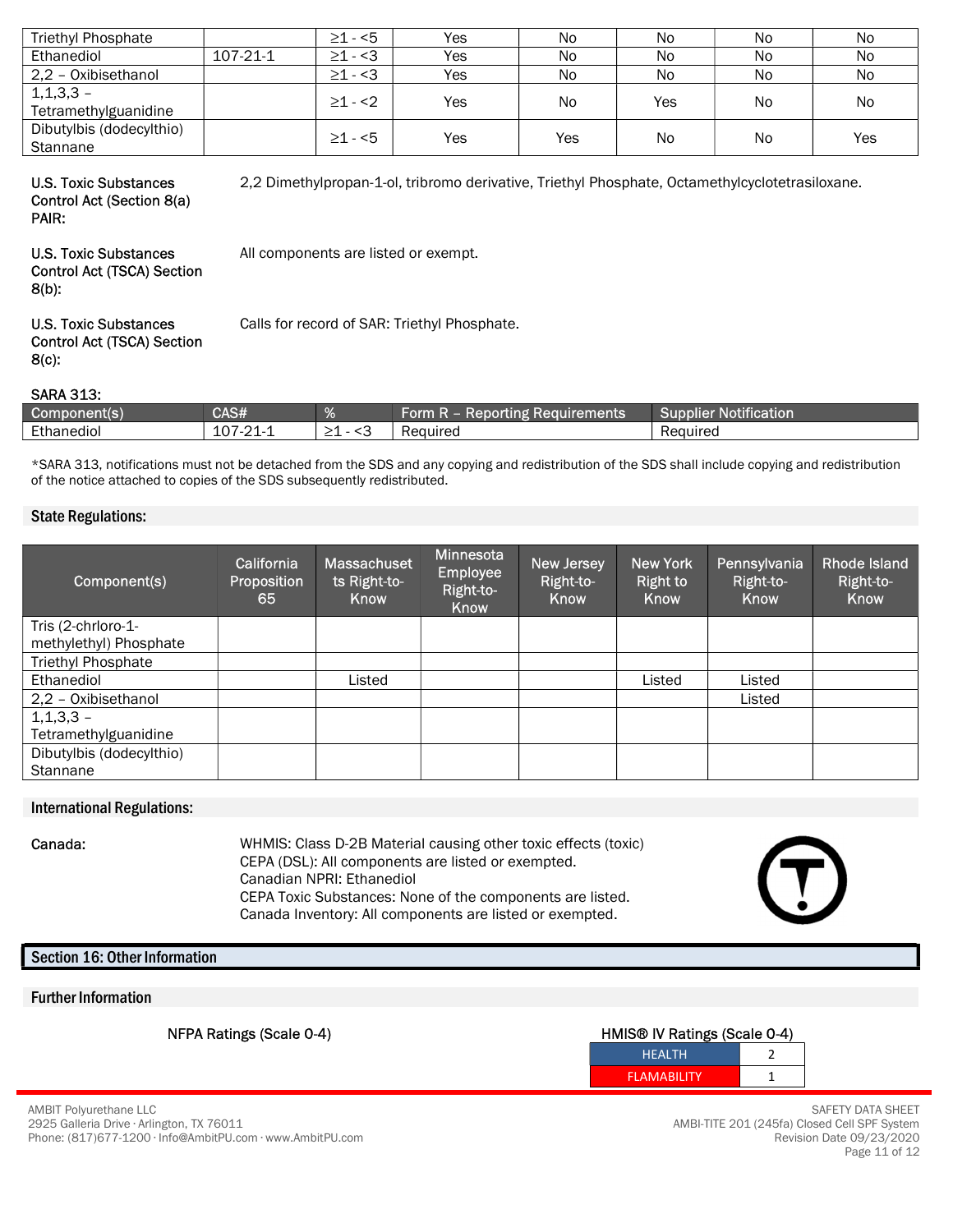| | | | | | | | |
|---|---|---|---|---|---|---|---|
| Triethyl Phosphate | | ≥1 - <5 | Yes | No | No | No | No |
| Ethanediol | 107-21-1 | ≥1 - <3 | Yes | No | No | No | No |
| 2,2 – Oxibisethanol | | ≥1 - <3 | Yes | No | No | No | No |
| 1,1,3,3 – Tetramethylguanidine | | ≥1 - <2 | Yes | No | Yes | No | No |
| Dibutylbis (dodecylthio) Stannane | | ≥1 - <5 | Yes | Yes | No | No | Yes |

**U.S. Toxic Substances Control Act (Section 8(a) PAIR:** 2,2 Dimethylpropan-1-ol, tribromo derivative, Triethyl Phosphate, Octamethylcyclotetrasiloxane.

**U.S. Toxic Substances Control Act (TSCA) Section 8(b):** All components are listed or exempt.

**U.S. Toxic Substances Control Act (TSCA) Section 8(c):** Calls for record of SAR: Triethyl Phosphate.

**SARA 313:**

| Component(s) | CAS# | % | Form R – Reporting Requirements | Supplier Notification |
|---|---|---|---|---|
| Ethanediol | 107-21-1 | ≥1 - <3 | Required | Required |

*SARA 313, notifications must not be detached from the SDS and any copying and redistribution of the SDS shall include copying and redistribution of the notice attached to copies of the SDS subsequently redistributed.

### State Regulations:

| Component(s) | California Proposition 65 | Massachusetts Right-to-Know | Minnesota Employee Right-to-Know | New Jersey Right-to-Know | New York Right to Know | Pennsylvania Right-to-Know | Rhode Island Right-to-Know |
|---|---|---|---|---|---|---|---|
| Tris (2-chrloro-1-methylethyl) Phosphate | | | | | | | |
| Triethyl Phosphate | | | | | | | |
| Ethanediol | | Listed | | | Listed | Listed | |
| 2,2 – Oxibisethanol | | | | | | Listed | |
| 1,1,3,3 – Tetramethylguanidine | | | | | | | |
| Dibutylbis (dodecylthio) Stannane | | | | | | | |

### International Regulations:

**Canada:**

WHMIS: Class D-2B Material causing other toxic effects (toxic)
CEPA (DSL): All components are listed or exempted.
Canadian NPRI: Ethanediol
CEPA Toxic Substances: None of the components are listed.
Canada Inventory: All components are listed or exempted.

## Section 16: Other Information

### Further Information

NFPA Ratings (Scale 0-4)

HMIS® IV Ratings (Scale 0-4)

| | |
|---|---|
| HEALTH | 2 |
| FLAMABILITY | 1 |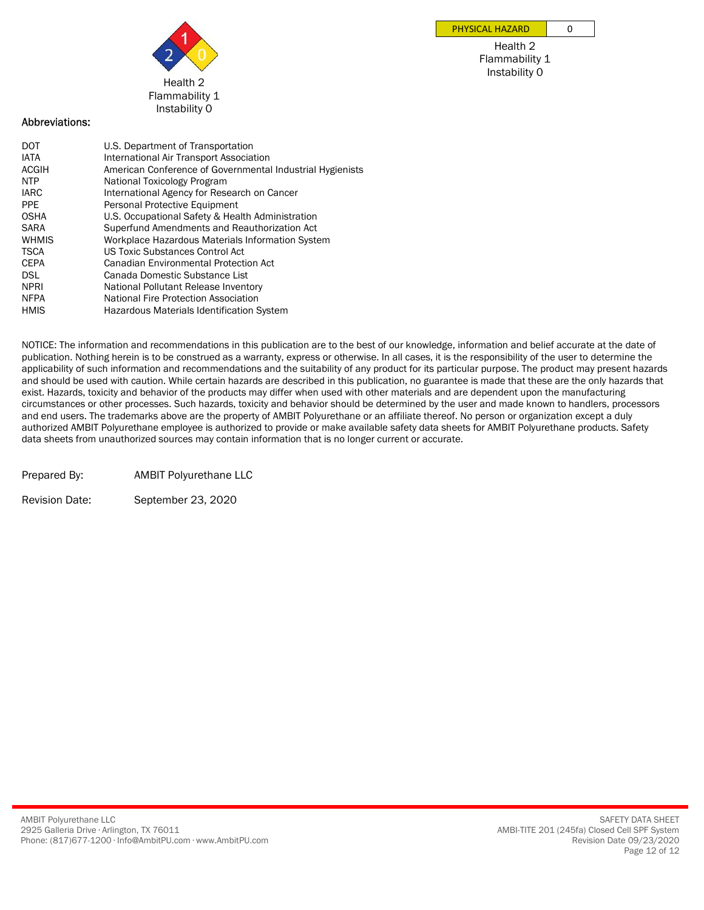Health 2
Flammability 1
Instability 0

| PHYSICAL HAZARD | 0 |
|---|---|

Health 2
Flammability 1
Instability 0

**Abbreviations:**

| | |
|---|---|
| DOT | U.S. Department of Transportation |
| IATA | International Air Transport Association |
| ACGIH | American Conference of Governmental Industrial Hygienists |
| NTP | National Toxicology Program |
| IARC | International Agency for Research on Cancer |
| PPE | Personal Protective Equipment |
| OSHA | U.S. Occupational Safety & Health Administration |
| SARA | Superfund Amendments and Reauthorization Act |
| WHMIS | Workplace Hazardous Materials Information System |
| TSCA | US Toxic Substances Control Act |
| CEPA | Canadian Environmental Protection Act |
| DSL | Canada Domestic Substance List |
| NPRI | National Pollutant Release Inventory |
| NFPA | National Fire Protection Association |
| HMIS | Hazardous Materials Identification System |

NOTICE: The information and recommendations in this publication are to the best of our knowledge, information and belief accurate at the date of publication. Nothing herein is to be construed as a warranty, express or otherwise. In all cases, it is the responsibility of the user to determine the applicability of such information and recommendations and the suitability of any product for its particular purpose. The product may present hazards and should be used with caution. While certain hazards are described in this publication, no guarantee is made that these are the only hazards that exist. Hazards, toxicity and behavior of the products may differ when used with other materials and are dependent upon the manufacturing circumstances or other processes. Such hazards, toxicity and behavior should be determined by the user and made known to handlers, processors and end users. The trademarks above are the property of AMBIT Polyurethane or an affiliate thereof. No person or organization except a duly authorized AMBIT Polyurethane employee is authorized to provide or make available safety data sheets for AMBIT Polyurethane products. Safety data sheets from unauthorized sources may contain information that is no longer current or accurate.

Prepared By: AMBIT Polyurethane LLC

Revision Date: September 23, 2020